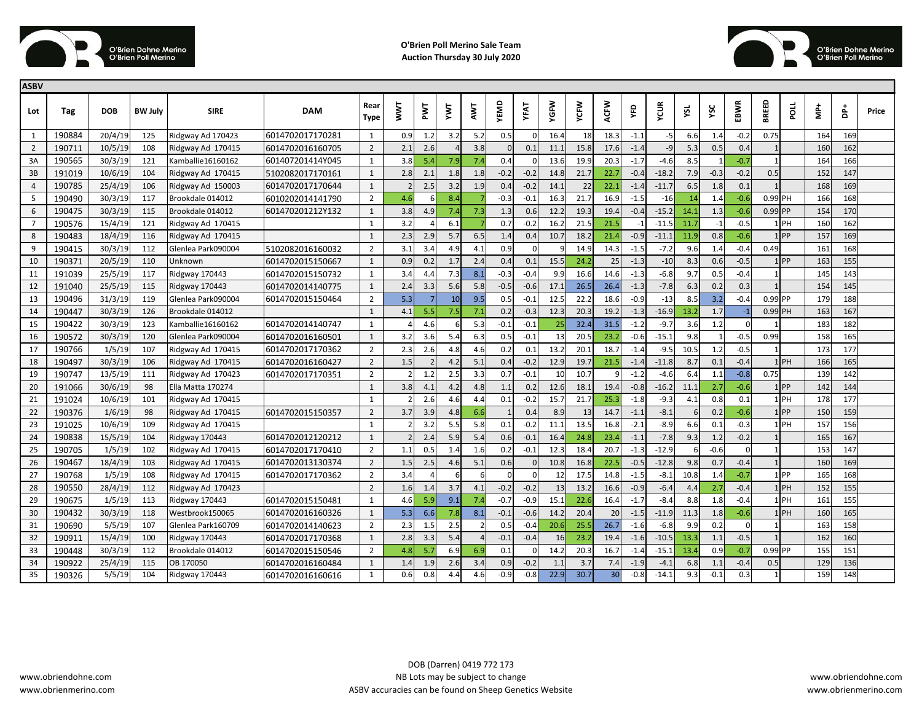# O'Brien Poll Merino Sale Team

**Auction Thursday 30 July 2020**

**ASBV**

| Lot | Tag | DOB | BW July | SIRE | DAM | Rear Type | WWT | PWT | YWT | AWT | YEMD | YFAT | YGFW | YCFW | ACFW | YFD | YCUR | YSL | YSC | EBWR | BREED | POLL | MP+ | DP+ | Price |
|---|---|---|---|---|---|---|---|---|---|---|---|---|---|---|---|---|---|---|---|---|---|---|---|---|---|
| 1 | 190884 | 20/4/19 | 125 | Ridgway Ad 170423 | 6014702017170281 | 1 | 0.9 | 1.2 | 3.2 | 5.2 | 0.5 | 0 | 16.4 | 18 | 18.3 | -1.1 | -5 | 6.6 | 1.4 | -0.2 | 0.75 | | 164 | 169 | |
| 2 | 190711 | 10/5/19 | 108 | Ridgway Ad 170415 | 6014702016160705 | 2 | 2.1 | 2.6 | 4 | 3.8 | 0 | 0.1 | 11.1 | 15.8 | 17.6 | -1.4 | -9 | 5.3 | 0.5 | 0.4 | 1 | | 160 | 162 | |
| 3A | 190565 | 30/3/19 | 121 | Kamballie16160162 | 601407201414Y045 | 1 | 3.8 | 5.4 | 7.9 | 7.4 | 0.4 | 0 | 13.6 | 19.9 | 20.3 | -1.7 | -4.6 | 8.5 | 1 | -0.7 | 1 | | 164 | 166 | |
| 3B | 191019 | 10/6/19 | 104 | Ridgway Ad 170415 | 5102082017170161 | 1 | 2.8 | 2.1 | 1.8 | 1.8 | -0.2 | -0.2 | 14.8 | 21.7 | 22.7 | -0.4 | -18.2 | 7.9 | -0.3 | -0.2 | 0.5 | | 152 | 147 | |
| 4 | 190785 | 25/4/19 | 106 | Ridgway Ad 150003 | 6014702017170644 | 1 | 2 | 2.5 | 3.2 | 1.9 | 0.4 | -0.2 | 14.1 | 22 | 22.1 | -1.4 | -11.7 | 6.5 | 1.8 | 0.1 | 1 | | 168 | 169 | |
| 5 | 190490 | 30/3/19 | 117 | Brookdale 014012 | 6010202014141790 | 2 | 4.6 | 6 | 8.4 | 7 | -0.3 | -0.1 | 16.3 | 21.7 | 16.9 | -1.5 | -16 | 14 | 1.4 | -0.6 | 0.99 | PH | 166 | 168 | |
| 6 | 190475 | 30/3/19 | 115 | Brookdale 014012 | 601470201212Y132 | 1 | 3.8 | 4.9 | 7.4 | 7.3 | 1.3 | 0.6 | 12.2 | 19.3 | 19.4 | -0.4 | -15.2 | 14.1 | 1.3 | -0.6 | 0.99 | PP | 154 | 170 | |
| 7 | 190576 | 15/4/19 | 121 | Ridgway Ad 170415 | | 1 | 3.2 | 4 | 6.1 | 7 | 0.7 | -0.2 | 16.2 | 21.5 | 21.5 | -1 | -11.5 | 11.7 | -1 | -0.5 | 1 | PH | 160 | 162 | |
| 8 | 190483 | 18/4/19 | 116 | Ridgway Ad 170415 | | 1 | 2.3 | 2.9 | 5.7 | 6.5 | 1.4 | 0.4 | 10.7 | 18.2 | 21.4 | -0.9 | -11.1 | 11.9 | 0.8 | -0.6 | 1 | PP | 157 | 169 | |
| 9 | 190415 | 30/3/19 | 112 | Glenlea Park090004 | 5102082016160032 | 2 | 3.1 | 3.4 | 4.9 | 4.1 | 0.9 | 0 | 9 | 14.9 | 14.3 | -1.5 | -7.2 | 9.6 | 1.4 | -0.4 | 0.49 | | 161 | 168 | |
| 10 | 190371 | 20/5/19 | 110 | Unknown | 6014702015150667 | 1 | 0.9 | 0.2 | 1.7 | 2.4 | 0.4 | 0.1 | 15.5 | 24.2 | 25 | -1.3 | -10 | 8.3 | 0.6 | -0.5 | 1 | PP | 163 | 155 | |
| 11 | 191039 | 25/5/19 | 117 | Ridgway 170443 | 6014702015150732 | 1 | 3.4 | 4.4 | 7.3 | 8.1 | -0.3 | -0.4 | 9.9 | 16.6 | 14.6 | -1.3 | -6.8 | 9.7 | 0.5 | -0.4 | 1 | | 145 | 143 | |
| 12 | 191040 | 25/5/19 | 115 | Ridgway 170443 | 6014702014140775 | 1 | 2.4 | 3.3 | 5.6 | 5.8 | -0.5 | -0.6 | 17.1 | 26.5 | 26.4 | -1.3 | -7.8 | 6.3 | 0.2 | 0.3 | 1 | | 154 | 145 | |
| 13 | 190496 | 31/3/19 | 119 | Glenlea Park090004 | 6014702015150464 | 2 | 5.3 | 7 | 10 | 9.5 | 0.5 | -0.1 | 12.5 | 22.2 | 18.6 | -0.9 | -13 | 8.5 | 3.2 | -0.4 | 0.99 | PP | 179 | 188 | |
| 14 | 190447 | 30/3/19 | 126 | Brookdale 014012 | | 1 | 4.1 | 5.5 | 7.5 | 7.1 | 0.2 | -0.3 | 12.3 | 20.3 | 19.2 | -1.3 | -16.9 | 13.2 | 1.7 | -1 | 0.99 | PH | 163 | 167 | |
| 15 | 190422 | 30/3/19 | 123 | Kamballie16160162 | 6014702014140747 | 1 | 4 | 4.6 | 6 | 5.3 | -0.1 | -0.1 | 25 | 32.4 | 31.5 | -1.2 | -9.7 | 3.6 | 1.2 | 0 | 1 | | 183 | 182 | |
| 16 | 190572 | 30/3/19 | 120 | Glenlea Park090004 | 6014702016160501 | 1 | 3.2 | 3.6 | 5.4 | 6.3 | 0.5 | -0.1 | 13 | 20.5 | 23.2 | -0.6 | -15.1 | 9.8 | 1 | -0.5 | 0.99 | | 158 | 165 | |
| 17 | 190766 | 1/5/19 | 107 | Ridgway Ad 170415 | 6014702017170362 | 2 | 2.3 | 2.6 | 4.8 | 4.6 | 0.2 | 0.1 | 13.2 | 20.1 | 18.7 | -1.4 | -9.5 | 10.5 | 1.2 | -0.5 | 1 | | 173 | 177 | |
| 18 | 190497 | 30/3/19 | 106 | Ridgway Ad 170415 | 6014702016160427 | 2 | 1.5 | 2 | 4.2 | 5.1 | 0.4 | -0.2 | 12.9 | 19.7 | 21.5 | -1.4 | -11.8 | 8.7 | 0.1 | -0.4 | 1 | PH | 166 | 165 | |
| 19 | 190747 | 13/5/19 | 111 | Ridgway Ad 170423 | 6014702017170351 | 2 | 2 | 1.2 | 2.5 | 3.3 | 0.7 | -0.1 | 10 | 10.7 | 9 | -1.2 | -4.6 | 6.4 | 1.1 | -0.8 | 0.75 | | 139 | 142 | |
| 20 | 191066 | 30/6/19 | 98 | Ella Matta 170274 | | 1 | 3.8 | 4.1 | 4.2 | 4.8 | 1.1 | 0.2 | 12.6 | 18.1 | 19.4 | -0.8 | -16.2 | 11.1 | 2.7 | -0.6 | 1 | PP | 142 | 144 | |
| 21 | 191024 | 10/6/19 | 101 | Ridgway Ad 170415 | | 1 | 2 | 2.6 | 4.6 | 4.4 | 0.1 | -0.2 | 15.7 | 21.7 | 25.3 | -1.8 | -9.3 | 4.1 | 0.8 | 0.1 | 1 | PH | 178 | 177 | |
| 22 | 190376 | 1/6/19 | 98 | Ridgway Ad 170415 | 6014702015150357 | 2 | 3.7 | 3.9 | 4.8 | 6.6 | 1 | 0.4 | 8.9 | 13 | 14.7 | -1.1 | -8.1 | 6 | 0.2 | -0.6 | 1 | PP | 150 | 159 | |
| 23 | 191025 | 10/6/19 | 109 | Ridgway Ad 170415 | | 1 | 2 | 3.2 | 5.5 | 5.8 | 0.1 | -0.2 | 11.1 | 13.5 | 16.8 | -2.1 | -8.9 | 6.6 | 0.1 | -0.3 | 1 | PH | 157 | 156 | |
| 24 | 190838 | 15/5/19 | 104 | Ridgway 170443 | 6014702012120212 | 1 | 2 | 2.4 | 5.9 | 5.4 | 0.6 | -0.1 | 16.4 | 24.8 | 23.4 | -1.1 | -7.8 | 9.3 | 1.2 | -0.2 | 1 | | 165 | 167 | |
| 25 | 190705 | 1/5/19 | 102 | Ridgway Ad 170415 | 6014702017170410 | 2 | 1.1 | 0.5 | 1.4 | 1.6 | 0.2 | -0.1 | 12.3 | 18.4 | 20.7 | -1.3 | -12.9 | 6 | -0.6 | 0 | 1 | | 153 | 147 | |
| 26 | 190467 | 18/4/19 | 103 | Ridgway Ad 170415 | 6014702013130374 | 2 | 1.5 | 2.5 | 4.6 | 5.1 | 0.6 | 0 | 10.8 | 16.8 | 22.5 | -0.5 | -12.8 | 9.8 | 0.7 | -0.4 | 1 | | 160 | 169 | |
| 27 | 190768 | 1/5/19 | 108 | Ridgway Ad 170415 | 6014702017170362 | 2 | 3.4 | 4 | 6 | 6 | 0 | 0 | 12 | 17.5 | 14.8 | -1.5 | -8.1 | 10.8 | 1.4 | -0.7 | 1 | PP | 165 | 168 | |
| 28 | 190550 | 28/4/19 | 112 | Ridgway Ad 170423 | | 2 | 1.6 | 1.4 | 3.7 | 4.1 | -0.2 | -0.2 | 13 | 13.2 | 16.6 | -0.9 | -6.4 | 4.4 | 2.7 | -0.4 | 1 | PH | 152 | 155 | |
| 29 | 190675 | 1/5/19 | 113 | Ridgway 170443 | 6014702015150481 | 1 | 4.6 | 5.9 | 9.1 | 7.4 | -0.7 | -0.9 | 15.1 | 22.6 | 16.4 | -1.7 | -8.4 | 8.8 | 1.8 | -0.4 | 1 | PH | 161 | 155 | |
| 30 | 190432 | 30/3/19 | 118 | Westbrook150065 | 6014702016160326 | 1 | 5.3 | 6.6 | 7.8 | 8.1 | -0.1 | -0.6 | 14.2 | 20.4 | 20 | -1.5 | -11.9 | 11.3 | 1.8 | -0.6 | 1 | PH | 160 | 165 | |
| 31 | 190690 | 5/5/19 | 107 | Glenlea Park160709 | 6014702014140623 | 2 | 2.3 | 1.5 | 2.5 | 2 | 0.5 | -0.4 | 20.6 | 25.5 | 26.7 | -1.6 | -6.8 | 9.9 | 0.2 | 0 | 1 | | 163 | 158 | |
| 32 | 190911 | 15/4/19 | 100 | Ridgway 170443 | 6014702017170368 | 1 | 2.8 | 3.3 | 5.4 | 4 | -0.1 | -0.4 | 16 | 23.2 | 19.4 | -1.6 | -10.5 | 13.3 | 1.1 | -0.5 | 1 | | 162 | 160 | |
| 33 | 190448 | 30/3/19 | 112 | Brookdale 014012 | 6014702015150546 | 2 | 4.8 | 5.7 | 6.9 | 6.9 | 0.1 | 0 | 14.2 | 20.3 | 16.7 | -1.4 | -15.1 | 13.4 | 0.9 | -0.7 | 0.99 | PP | 155 | 151 | |
| 34 | 190922 | 25/4/19 | 115 | OB 170050 | 6014702016160484 | 1 | 1.4 | 1.9 | 2.6 | 3.4 | 0.9 | -0.2 | 1.1 | 3.7 | 7.4 | -1.9 | -4.1 | 6.8 | 1.1 | -0.4 | 0.5 | | 129 | 136 | |
| 35 | 190326 | 5/5/19 | 104 | Ridgway 170443 | 6014702016160616 | 1 | 0.6 | 0.8 | 4.4 | 4.6 | -0.9 | -0.8 | 22.9 | 30.7 | 30 | -0.8 | -14.1 | 9.3 | -0.1 | 0.3 | 1 | | 159 | 148 | |

DOB (Darren) 0419 772 173

NB Lots may be subject to change

ASBV accuracies can be found on Sheep Genetics Website

www.obriendohne.com

www.obrienmerino.com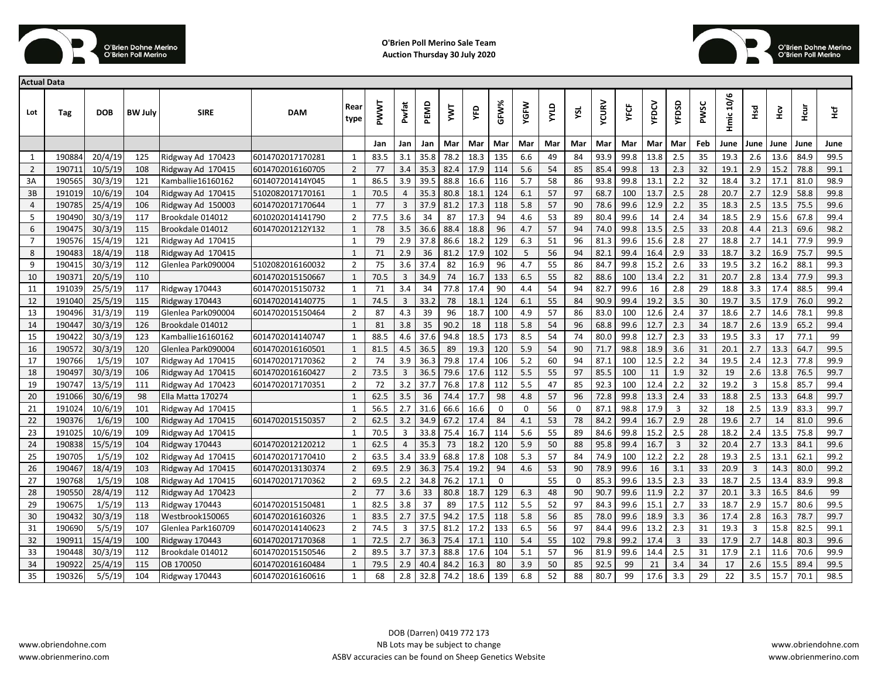**O'Brien Poll Merino Sale Team**
**Auction Thursday 30 July 2020**

**Actual Data**

| Lot | Tag | DOB | BW July | SIRE | DAM | Rear type | PWWT | Pwfat | PEMD | YWT | YFD | GFW% | YGFW | YYLD | YSL | YCURV | YFCF | YFDCV | YFDSD | PWSC | Hmic 10/6 | Hsd | Hcv | Hcur | Hcf |
|---|---|---|---|---|---|---|---|---|---|---|---|---|---|---|---|---|---|---|---|---|---|---|---|---|---|
| | | | | | | | Jan | Jan | Jan | Mar | Mar | Mar | Mar | Mar | Mar | Mar | Mar | Mar | Mar | Feb | June | June | June | June | June |
| 1 | 190884 | 20/4/19 | 125 | Ridgway Ad 170423 | 6014702017170281 | 1 | 83.5 | 3.1 | 35.8 | 78.2 | 18.3 | 135 | 6.6 | 49 | 84 | 93.9 | 99.8 | 13.8 | 2.5 | 35 | 19.3 | 2.6 | 13.6 | 84.9 | 99.5 |
| 2 | 190711 | 10/5/19 | 108 | Ridgway Ad 170415 | 6014702016160705 | 2 | 77 | 3.4 | 35.3 | 82.4 | 17.9 | 114 | 5.6 | 54 | 85 | 85.4 | 99.8 | 13 | 2.3 | 32 | 19.1 | 2.9 | 15.2 | 78.8 | 99.1 |
| 3A | 190565 | 30/3/19 | 121 | Kamballie16160162 | 601407201414Y045 | 1 | 86.5 | 3.9 | 39.5 | 88.8 | 16.6 | 116 | 5.7 | 58 | 86 | 93.8 | 99.8 | 13.1 | 2.2 | 32 | 18.4 | 3.2 | 17.1 | 81.0 | 98.9 |
| 3B | 191019 | 10/6/19 | 104 | Ridgway Ad 170415 | 5102082017170161 | 1 | 70.5 | 4 | 35.3 | 80.8 | 18.1 | 124 | 6.1 | 57 | 97 | 68.7 | 100 | 13.7 | 2.5 | 28 | 20.7 | 2.7 | 12.9 | 58.8 | 99.8 |
| 4 | 190785 | 25/4/19 | 106 | Ridgway Ad 150003 | 6014702017170644 | 1 | 77 | 3 | 37.9 | 81.2 | 17.3 | 118 | 5.8 | 57 | 90 | 78.6 | 99.6 | 12.9 | 2.2 | 35 | 18.3 | 2.5 | 13.5 | 75.5 | 99.6 |
| 5 | 190490 | 30/3/19 | 117 | Brookdale 014012 | 6010202014141790 | 2 | 77.5 | 3.6 | 34 | 87 | 17.3 | 94 | 4.6 | 53 | 89 | 80.4 | 99.6 | 14 | 2.4 | 34 | 18.5 | 2.9 | 15.6 | 67.8 | 99.4 |
| 6 | 190475 | 30/3/19 | 115 | Brookdale 014012 | 601470201212Y132 | 1 | 78 | 3.5 | 36.6 | 88.4 | 18.8 | 96 | 4.7 | 57 | 94 | 74.0 | 99.8 | 13.5 | 2.5 | 33 | 20.8 | 4.4 | 21.3 | 69.6 | 98.2 |
| 7 | 190576 | 15/4/19 | 121 | Ridgway Ad 170415 | | 1 | 79 | 2.9 | 37.8 | 86.6 | 18.2 | 129 | 6.3 | 51 | 96 | 81.3 | 99.6 | 15.6 | 2.8 | 27 | 18.8 | 2.7 | 14.1 | 77.9 | 99.9 |
| 8 | 190483 | 18/4/19 | 118 | Ridgway Ad 170415 | | 1 | 71 | 2.9 | 36 | 81.2 | 17.9 | 102 | 5 | 56 | 94 | 82.1 | 99.4 | 16.4 | 2.9 | 33 | 18.7 | 3.2 | 16.9 | 75.7 | 99.5 |
| 9 | 190415 | 30/3/19 | 112 | Glenlea Park090004 | 5102082016160032 | 2 | 75 | 3.6 | 37.4 | 82 | 16.9 | 96 | 4.7 | 55 | 86 | 84.7 | 99.8 | 15.2 | 2.6 | 33 | 19.5 | 3.2 | 16.2 | 88.1 | 99.3 |
| 10 | 190371 | 20/5/19 | 110 | | 6014702015150667 | 1 | 70.5 | 3 | 34.9 | 74 | 16.7 | 133 | 6.5 | 55 | 82 | 88.6 | 100 | 13.4 | 2.2 | 31 | 20.7 | 2.8 | 13.4 | 77.9 | 99.3 |
| 11 | 191039 | 25/5/19 | 117 | Ridgway 170443 | 6014702015150732 | 1 | 71 | 3.4 | 34 | 77.8 | 17.4 | 90 | 4.4 | 54 | 94 | 82.7 | 99.6 | 16 | 2.8 | 29 | 18.8 | 3.3 | 17.4 | 88.5 | 99.4 |
| 12 | 191040 | 25/5/19 | 115 | Ridgway 170443 | 6014702014140775 | 1 | 74.5 | 3 | 33.2 | 78 | 18.1 | 124 | 6.1 | 55 | 84 | 90.9 | 99.4 | 19.2 | 3.5 | 30 | 19.7 | 3.5 | 17.9 | 76.0 | 99.2 |
| 13 | 190496 | 31/3/19 | 119 | Glenlea Park090004 | 6014702015150464 | 2 | 87 | 4.3 | 39 | 96 | 18.7 | 100 | 4.9 | 57 | 86 | 83.0 | 100 | 12.6 | 2.4 | 37 | 18.6 | 2.7 | 14.6 | 78.1 | 99.8 |
| 14 | 190447 | 30/3/19 | 126 | Brookdale 014012 | | 1 | 81 | 3.8 | 35 | 90.2 | 18 | 118 | 5.8 | 54 | 96 | 68.8 | 99.6 | 12.7 | 2.3 | 34 | 18.7 | 2.6 | 13.9 | 65.2 | 99.4 |
| 15 | 190422 | 30/3/19 | 123 | Kamballie16160162 | 6014702014140747 | 1 | 88.5 | 4.6 | 37.6 | 94.8 | 18.5 | 173 | 8.5 | 54 | 74 | 80.0 | 99.8 | 12.7 | 2.3 | 33 | 19.5 | 3.3 | 17 | 77.1 | 99 |
| 16 | 190572 | 30/3/19 | 120 | Glenlea Park090004 | 6014702016160501 | 1 | 81.5 | 4.5 | 36.5 | 89 | 19.3 | 120 | 5.9 | 54 | 90 | 71.7 | 98.8 | 18.9 | 3.6 | 31 | 20.1 | 2.7 | 13.3 | 64.7 | 99.5 |
| 17 | 190766 | 1/5/19 | 107 | Ridgway Ad 170415 | 6014702017170362 | 2 | 74 | 3.9 | 36.3 | 79.8 | 17.4 | 106 | 5.2 | 60 | 94 | 87.1 | 100 | 12.5 | 2.2 | 34 | 19.5 | 2.4 | 12.3 | 77.8 | 99.9 |
| 18 | 190497 | 30/3/19 | 106 | Ridgway Ad 170415 | 6014702016160427 | 2 | 73.5 | 3 | 36.5 | 79.6 | 17.6 | 112 | 5.5 | 55 | 97 | 85.5 | 100 | 11 | 1.9 | 32 | 19 | 2.6 | 13.8 | 76.5 | 99.7 |
| 19 | 190747 | 13/5/19 | 111 | Ridgway Ad 170423 | 6014702017170351 | 2 | 72 | 3.2 | 37.7 | 76.8 | 17.8 | 112 | 5.5 | 47 | 85 | 92.3 | 100 | 12.4 | 2.2 | 32 | 19.2 | 3 | 15.8 | 85.7 | 99.4 |
| 20 | 191066 | 30/6/19 | 98 | Ella Matta 170274 | | 1 | 62.5 | 3.5 | 36 | 74.4 | 17.7 | 98 | 4.8 | 57 | 96 | 72.8 | 99.8 | 13.3 | 2.4 | 33 | 18.8 | 2.5 | 13.3 | 64.8 | 99.7 |
| 21 | 191024 | 10/6/19 | 101 | Ridgway Ad 170415 | | 1 | 56.5 | 2.7 | 31.6 | 66.6 | 16.6 | 0 | 0 | 56 | 0 | 87.1 | 98.8 | 17.9 | 3 | 32 | 18 | 2.5 | 13.9 | 83.3 | 99.7 |
| 22 | 190376 | 1/6/19 | 100 | Ridgway Ad 170415 | 6014702015150357 | 2 | 62.5 | 3.2 | 34.9 | 67.2 | 17.4 | 84 | 4.1 | 53 | 78 | 84.2 | 99.4 | 16.7 | 2.9 | 28 | 19.6 | 2.7 | 14 | 81.0 | 99.6 |
| 23 | 191025 | 10/6/19 | 109 | Ridgway Ad 170415 | | 1 | 70.5 | 3 | 33.8 | 75.4 | 16.7 | 114 | 5.6 | 55 | 89 | 84.6 | 99.8 | 15.2 | 2.5 | 28 | 18.2 | 2.4 | 13.5 | 75.8 | 99.7 |
| 24 | 190838 | 15/5/19 | 104 | Ridgway 170443 | 6014702012120212 | 1 | 62.5 | 4 | 35.3 | 73 | 18.2 | 120 | 5.9 | 50 | 88 | 95.8 | 99.4 | 16.7 | 3 | 32 | 20.4 | 2.7 | 13.3 | 84.1 | 99.6 |
| 25 | 190705 | 1/5/19 | 102 | Ridgway Ad 170415 | 6014702017170410 | 2 | 63.5 | 3.4 | 33.9 | 68.8 | 17.8 | 108 | 5.3 | 57 | 84 | 74.9 | 100 | 12.2 | 2.2 | 28 | 19.3 | 2.5 | 13.1 | 62.1 | 99.2 |
| 26 | 190467 | 18/4/19 | 103 | Ridgway Ad 170415 | 6014702013130374 | 2 | 69.5 | 2.9 | 36.3 | 75.4 | 19.2 | 94 | 4.6 | 53 | 90 | 78.9 | 99.6 | 16 | 3.1 | 33 | 20.9 | 3 | 14.3 | 80.0 | 99.2 |
| 27 | 190768 | 1/5/19 | 108 | Ridgway Ad 170415 | 6014702017170362 | 2 | 69.5 | 2.2 | 34.8 | 76.2 | 17.1 | 0 | | 55 | 0 | 85.3 | 99.6 | 13.5 | 2.3 | 33 | 18.7 | 2.5 | 13.4 | 83.9 | 99.8 |
| 28 | 190550 | 28/4/19 | 112 | Ridgway Ad 170423 | | 2 | 77 | 3.6 | 33 | 80.8 | 18.7 | 129 | 6.3 | 48 | 90 | 90.7 | 99.6 | 11.9 | 2.2 | 37 | 20.1 | 3.3 | 16.5 | 84.6 | 99 |
| 29 | 190675 | 1/5/19 | 113 | Ridgway 170443 | 6014702015150481 | 1 | 82.5 | 3.8 | 37 | 89 | 17.5 | 112 | 5.5 | 52 | 97 | 84.3 | 99.6 | 15.1 | 2.7 | 33 | 18.7 | 2.9 | 15.7 | 80.6 | 99.5 |
| 30 | 190432 | 30/3/19 | 118 | Westbrook150065 | 6014702016160326 | 1 | 83.5 | 2.7 | 37.5 | 94.2 | 17.5 | 118 | 5.8 | 56 | 85 | 78.0 | 99.6 | 18.9 | 3.3 | 36 | 17.4 | 2.8 | 16.3 | 78.7 | 99.7 |
| 31 | 190690 | 5/5/19 | 107 | Glenlea Park160709 | 6014702014140623 | 2 | 74.5 | 3 | 37.5 | 81.2 | 17.2 | 133 | 6.5 | 56 | 97 | 84.4 | 99.6 | 13.2 | 2.3 | 31 | 19.3 | 3 | 15.8 | 82.5 | 99.1 |
| 32 | 190911 | 15/4/19 | 100 | Ridgway 170443 | 6014702017170368 | 1 | 72.5 | 2.7 | 36.3 | 75.4 | 17.1 | 110 | 5.4 | 55 | 102 | 79.8 | 99.2 | 17.4 | 3 | 33 | 17.9 | 2.7 | 14.8 | 80.3 | 99.6 |
| 33 | 190448 | 30/3/19 | 112 | Brookdale 014012 | 6014702015150546 | 2 | 89.5 | 3.7 | 37.3 | 88.8 | 17.6 | 104 | 5.1 | 57 | 96 | 81.9 | 99.6 | 14.4 | 2.5 | 31 | 17.9 | 2.1 | 11.6 | 70.6 | 99.9 |
| 34 | 190922 | 25/4/19 | 115 | OB 170050 | 6014702016160484 | 1 | 79.5 | 2.9 | 40.4 | 84.2 | 16.3 | 80 | 3.9 | 50 | 85 | 92.5 | 99 | 21 | 3.4 | 34 | 17 | 2.6 | 15.5 | 89.4 | 99.5 |
| 35 | 190326 | 5/5/19 | 104 | Ridgway 170443 | 6014702016160616 | 1 | 68 | 2.8 | 32.8 | 74.2 | 18.6 | 139 | 6.8 | 52 | 88 | 80.7 | 99 | 17.6 | 3.3 | 29 | 22 | 3.5 | 15.7 | 70.1 | 98.5 |

www.obriendohne.com
www.obrienmerino.com

DOB (Darren) 0419 772 173
NB Lots may be subject to change
ASBV accuracies can be found on Sheep Genetics Website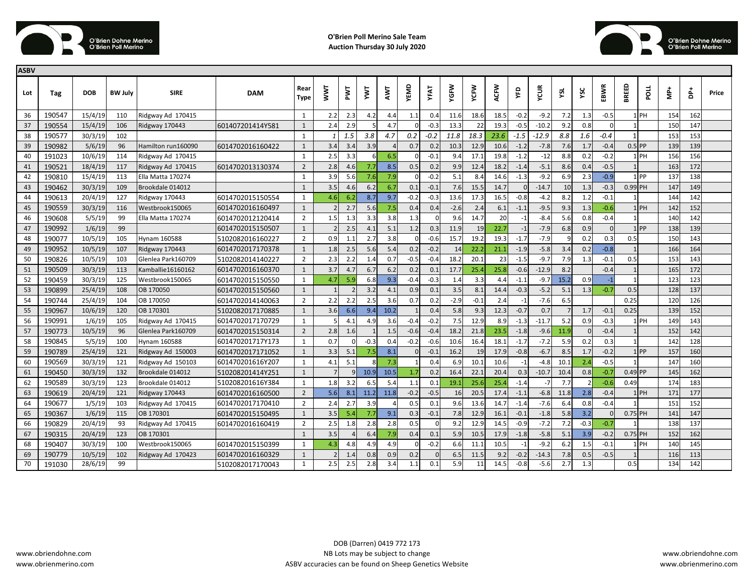**O'Brien Poll Merino Sale Team**
**Auction Thursday 30 July 2020**

**ASBV**

| Lot | Tag | DOB | BW July | SIRE | DAM | Rear Type | WWT | PWT | YWT | AWT | YEMD | YFAT | YGFW | YCFW | ACFW | YFD | YCUR | YSL | YSC | EBWR | BREED | POLL | MP+ | DP+ | Price |
|---|---|---|---|---|---|---|---|---|---|---|---|---|---|---|---|---|---|---|---|---|---|---|---|---|---|
| 36 | 190547 | 15/4/19 | 110 | Ridgway Ad 170415 | | 1 | 2.2 | 2.3 | 4.2 | 4.4 | 1.1 | 0.4 | 11.6 | 18.6 | 18.5 | -0.2 | -9.2 | 7.2 | 1.3 | -0.5 | 1 | PH | 154 | 162 | |
| 37 | 190554 | 15/4/19 | 106 | Ridgway 170443 | 601407201414Y581 | 1 | 2.4 | 2.9 | 5 | 4.7 | 0 | -0.3 | 13.3 | 22 | 19.3 | -0.5 | -10.2 | 9.2 | 0.8 | 0 | 1 | | 150 | 147 | |
| 38 | 190577 | 30/3/19 | 102 | | | 1 | *1* | *1.5* | *3.8* | *4.7* | *0.2* | *-0.2* | *11.8* | *18.3* | 23.6 | *-1.5* | *-12.9* | *8.8* | *1.6* | *-0.4* | 1 | | 153 | 153 | |
| 39 | 190982 | 5/6/19 | 96 | Hamilton run160090 | 6014702016160422 | 1 | 3.4 | 3.4 | 3.9 | 4 | 0.7 | 0.2 | 10.3 | 12.9 | 10.6 | -1.2 | -7.8 | 7.6 | 1.7 | -0.4 | 0.5 | PP | 139 | 139 | |
| 40 | 191023 | 10/6/19 | 114 | Ridgway Ad 170415 | | 1 | 2.5 | 3.3 | 6 | 6.5 | 0 | -0.1 | 9.4 | 17.1 | 19.8 | -1.2 | -12 | 8.8 | 0.2 | -0.2 | 1 | PH | 156 | 156 | |
| 41 | 190521 | 18/4/19 | 117 | Ridgway Ad 170415 | 6014702013130374 | 2 | 2.8 | 4.6 | 7.7 | 8.5 | 0.5 | 0.2 | 9.9 | 12.4 | 18.2 | -1.4 | -5.1 | 8.6 | 0.4 | -0.5 | 1 | | 163 | 172 | |
| 42 | 190810 | 15/4/19 | 113 | Ella Matta 170274 | | 1 | 3.9 | 5.6 | 7.6 | 7.9 | 0 | -0.2 | 5.1 | 8.4 | 14.6 | -1.3 | -9.2 | 6.9 | 2.3 | -0.9 | 1 | PP | 137 | 138 | |
| 43 | 190462 | 30/3/19 | 109 | Brookdale 014012 | | 1 | 3.5 | 4.6 | 6.2 | 6.7 | 0.1 | -0.1 | 7.6 | 15.5 | 14.7 | 0 | -14.7 | 10 | 1.3 | -0.3 | 0.99 | PH | 147 | 149 | |
| 44 | 190613 | 20/4/19 | 127 | Ridgway 170443 | 6014702015150554 | 1 | 4.6 | 6.2 | 8.7 | 9.7 | -0.2 | -0.3 | 13.6 | 17.3 | 16.5 | -0.8 | -4.2 | 8.2 | 1.2 | -0.1 | 1 | | 144 | 142 | |
| 45 | 190559 | 30/3/19 | 116 | Westbrook150065 | 6014702016160497 | 1 | 2 | 2.7 | 5.6 | 7.5 | 0.4 | 0.4 | -2.6 | 2.4 | 6.1 | -1.1 | -9.5 | 9.3 | 1.3 | -0.6 | 1 | PH | 142 | 152 | |
| 46 | 190608 | 5/5/19 | 99 | Ella Matta 170274 | 6014702012120414 | 2 | 1.5 | 1.3 | 3.3 | 3.8 | 1.3 | 0 | 9.6 | 14.7 | 20 | -1 | -8.4 | 5.6 | 0.8 | -0.4 | 1 | | 140 | 142 | |
| 47 | 190992 | 1/6/19 | 99 | | 6014702015150507 | 1 | 2 | 2.5 | 4.1 | 5.1 | 1.2 | 0.3 | 11.9 | 19 | 22.7 | -1 | -7.9 | 6.8 | 0.9 | 0 | 1 | PP | 138 | 139 | |
| 48 | 190077 | 10/5/19 | 105 | Hynam 160588 | 5102082016160227 | 2 | 0.9 | 1.1 | 2.7 | 3.8 | 0 | -0.6 | 15.7 | 19.2 | 19.3 | -1.7 | -7.9 | 9 | 0.2 | 0.3 | 0.5 | | 150 | 143 | |
| 49 | 190952 | 10/5/19 | 107 | Ridgway 170443 | 6014702017170378 | 1 | 1.8 | 2.5 | 5.6 | 5.4 | 0.2 | -0.2 | 14 | 22.2 | 21.1 | -1.9 | -5.8 | 3.4 | 0.2 | -0.8 | 1 | | 166 | 164 | |
| 50 | 190826 | 10/5/19 | 103 | Glenlea Park160709 | 5102082014140227 | 2 | 2.3 | 2.2 | 1.4 | 0.7 | -0.5 | -0.4 | 18.2 | 20.1 | 23 | -1.5 | -9.7 | 7.9 | 1.3 | -0.1 | 0.5 | | 153 | 143 | |
| 51 | 190509 | 30/3/19 | 113 | Kamballie16160162 | 6014702016160370 | 1 | 3.7 | 4.7 | 6.7 | 6.2 | 0.2 | 0.1 | 17.7 | 25.4 | 25.8 | -0.6 | -12.9 | 8.2 | | -0.4 | 1 | | 165 | 172 | |
| 52 | 190459 | 30/3/19 | 125 | Westbrook150065 | 6014702015150550 | 1 | 4.7 | 5.9 | 6.8 | 9.3 | -0.4 | -0.3 | 1.4 | 3.3 | 4.4 | -1.1 | -9.7 | 15.2 | 0.9 | -1 | 1 | | 123 | 123 | |
| 53 | 190899 | 25/4/19 | 108 | OB 170050 | 6014702015150560 | 1 | 1 | 2 | 3.2 | 4.1 | 0.9 | 0.1 | 3.5 | 8.1 | 14.4 | -0.3 | -5.2 | 5.1 | 1.3 | -0.7 | 0.5 | | 128 | 137 | |
| 54 | 190744 | 25/4/19 | 104 | OB 170050 | 6014702014140063 | 2 | 2.2 | 2.2 | 2.5 | 3.6 | 0.7 | 0.2 | -2.9 | -0.1 | 2.4 | -1 | -7.6 | 6.5 | | | 0.25 | | 120 | 126 | |
| 55 | 190967 | 10/6/19 | 120 | OB 170301 | 5102082017170885 | 1 | 3.6 | 6.6 | 9.4 | 10.2 | 1 | 0.4 | 5.8 | 9.3 | 12.3 | -0.7 | 0.7 | 7 | 1.7 | -0.1 | 0.25 | | 139 | 152 | |
| 56 | 190991 | 1/6/19 | 105 | Ridgway Ad 170415 | 6014702017170729 | 1 | 5 | 4.1 | 4.9 | 3.6 | -0.4 | -0.2 | 7.5 | 12.9 | 8.9 | -1.3 | -11.7 | 5.2 | 0.9 | -0.3 | 1 | PH | 149 | 143 | |
| 57 | 190773 | 10/5/19 | 96 | Glenlea Park160709 | 6014702015150314 | 2 | 2.8 | 1.6 | 1 | 1.5 | -0.6 | -0.4 | 18.2 | 21.8 | 23.5 | -1.8 | -9.6 | 11.9 | 0 | -0.4 | 1 | | 152 | 142 | |
| 58 | 190845 | 5/5/19 | 100 | Hynam 160588 | 601470201717Y173 | 1 | 0.7 | 0 | -0.3 | 0.4 | -0.2 | -0.6 | 10.6 | 16.4 | 18.1 | -1.7 | -7.2 | 5.9 | 0.2 | 0.3 | 1 | | 142 | 128 | |
| 59 | 190789 | 25/4/19 | 121 | Ridgway Ad 150003 | 6014702017171052 | 1 | 3.3 | 5.1 | 7.5 | 8.1 | 0 | -0.1 | 16.2 | 19 | 17.9 | -0.8 | -6.7 | 8.5 | 1.7 | -0.2 | 1 | PP | 157 | 160 | |
| 60 | 190569 | 30/3/19 | 121 | Ridgway Ad 150103 | 601470201616Y207 | 1 | 4.1 | 5.1 | 8 | 7.3 | 1 | 0.4 | 6.9 | 10.1 | 10.6 | -1 | -4.8 | 10.1 | 2.4 | -0.5 | 1 | | 147 | 160 | |
| 61 | 190450 | 30/3/19 | 132 | Brookdale 014012 | 510208201414Y251 | 1 | 7 | 9 | 10.9 | 10.5 | 1.7 | 0.2 | 16.4 | 22.1 | 20.4 | 0.3 | -10.7 | 10.4 | 0.8 | -0.7 | 0.49 | PP | 145 | 162 | |
| 62 | 190589 | 30/3/19 | 123 | Brookdale 014012 | 510208201616Y384 | 1 | 1.8 | 3.2 | 6.5 | 5.4 | 1.1 | 0.1 | 19.1 | 25.6 | 25.4 | -1.4 | -7 | 7.7 | 2 | -0.6 | 0.49 | | 174 | 183 | |
| 63 | 190619 | 20/4/19 | 121 | Ridgway 170443 | 6014702016160500 | 2 | 5.6 | 8.1 | 11.2 | 11.8 | -0.2 | -0.5 | 16 | 20.5 | 17.4 | -1.1 | -6.8 | 11.8 | 2.8 | -0.4 | 1 | PH | 171 | 177 | |
| 64 | 190677 | 1/5/19 | 103 | Ridgway Ad 170415 | 6014702017170410 | 2 | 2.4 | 2.7 | 3.9 | 4 | 0.5 | 0.1 | 9.6 | 13.6 | 14.7 | -1.4 | -7.6 | 6.4 | 0.8 | -0.4 | 1 | | 151 | 152 | |
| 65 | 190367 | 1/6/19 | 115 | OB 170301 | 6014702015150495 | 1 | 3.5 | 5.4 | 7.7 | 9.1 | 0.3 | -0.1 | 7.8 | 12.9 | 16.1 | -0.1 | -1.8 | 5.8 | 3.2 | 0 | 0.75 | PH | 141 | 147 | |
| 66 | 190829 | 20/4/19 | 93 | Ridgway Ad 170415 | 6014702016160419 | 2 | 2.5 | 1.8 | 2.8 | 2.8 | 0.5 | 0 | 9.2 | 12.9 | 14.5 | -0.9 | -7.2 | 7.2 | -0.3 | -0.7 | 1 | | 138 | 137 | |
| 67 | 190315 | 20/4/19 | 123 | OB 170301 | | 1 | 3.5 | 4 | 6.4 | 7.9 | 0.4 | 0.1 | 5.9 | 10.5 | 17.9 | -1.8 | -5.8 | 5.1 | 3.9 | -0.2 | 0.75 | PH | 152 | 162 | |
| 68 | 190407 | 30/3/19 | 100 | Westbrook150065 | 6014702015150399 | 1 | 4.3 | 4.8 | 4.9 | 4.9 | 0 | -0.2 | 6.6 | 11.1 | 10.5 | -1 | -9.2 | 6.2 | 1.5 | -0.1 | 1 | PH | 140 | 145 | |
| 69 | 190779 | 10/5/19 | 102 | Ridgway Ad 170423 | 6014702016160329 | 1 | 2 | 1.4 | 0.8 | 0.9 | 0.2 | 0 | 6.5 | 11.5 | 9.2 | -0.2 | -14.3 | 7.8 | 0.5 | -0.5 | 1 | | 116 | 113 | |
| 70 | 191030 | 28/6/19 | 99 | | 5102082017170043 | 1 | 2.5 | 2.5 | 2.8 | 3.4 | 1.1 | 0.1 | 5.9 | 11 | 14.5 | -0.8 | -5.6 | 2.7 | 1.3 | | 0.5 | | 134 | 142 | |

www.obriendohne.com
www.obrienmerino.com

DOB (Darren) 0419 772 173
NB Lots may be subject to change
ASBV accuracies can be found on Sheep Genetics Website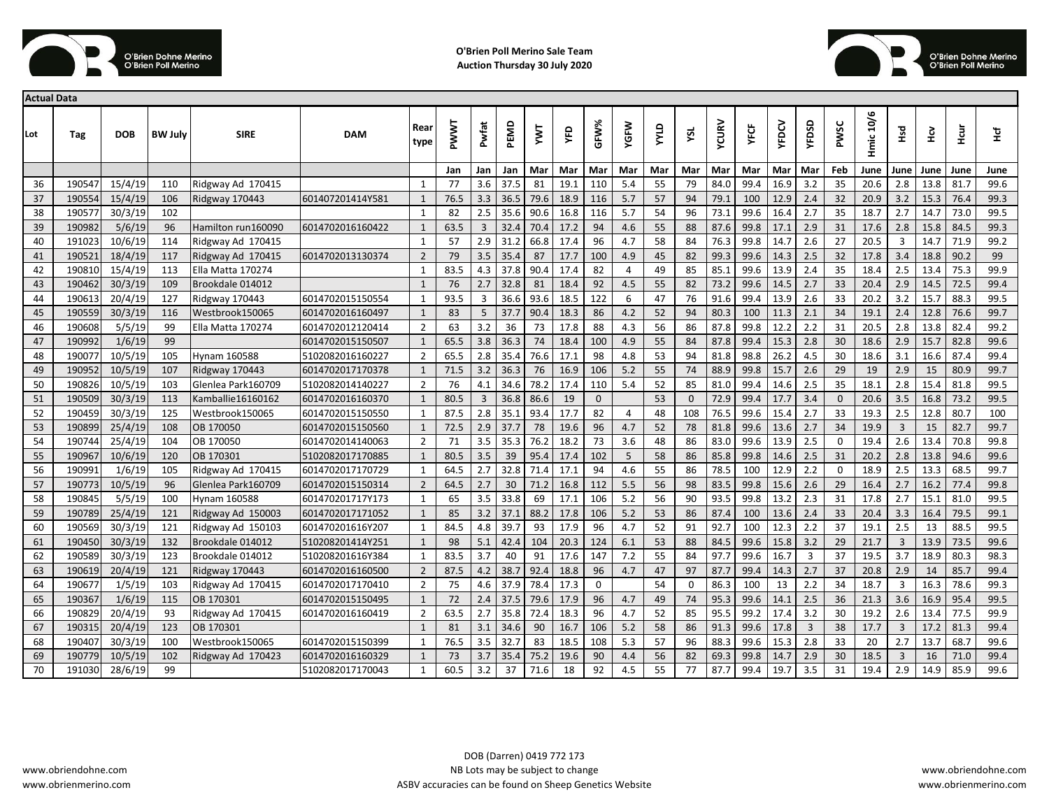# O'Brien Poll Merino Sale Team

**Auction Thursday 30 July 2020**

**Actual Data**

| Lot | Tag | DOB | BW July | SIRE | DAM | Rear type | PWWT | Pwfat | PEMD | YWT | YFD | GFW% | YGFW | YYLD | YSL | YCURV | YFCF | YFDCV | YFDSD | PWSC | Hmic 10/6 | Hsd | Hcv | Hcur | Hcf |
|---|---|---|---|---|---|---|---|---|---|---|---|---|---|---|---|---|---|---|---|---|---|---|---|---|---|
| | | | | | | | Jan | Jan | Jan | Mar | Mar | Mar | Mar | Mar | Mar | Mar | Mar | Mar | Mar | Feb | June | June | June | June | June |
| 36 | 190547 | 15/4/19 | 110 | Ridgway Ad 170415 | | 1 | 77 | 3.6 | 37.5 | 81 | 19.1 | 110 | 5.4 | 55 | 79 | 84.0 | 99.4 | 16.9 | 3.2 | 35 | 20.6 | 2.8 | 13.8 | 81.7 | 99.6 |
| 37 | 190554 | 15/4/19 | 106 | Ridgway 170443 | 601407201414Y581 | 1 | 76.5 | 3.3 | 36.5 | 79.6 | 18.9 | 116 | 5.7 | 57 | 94 | 79.1 | 100 | 12.9 | 2.4 | 32 | 20.9 | 3.2 | 15.3 | 76.4 | 99.3 |
| 38 | 190577 | 30/3/19 | 102 | | | 1 | 82 | 2.5 | 35.6 | 90.6 | 16.8 | 116 | 5.7 | 54 | 96 | 73.1 | 99.6 | 16.4 | 2.7 | 35 | 18.7 | 2.7 | 14.7 | 73.0 | 99.5 |
| 39 | 190982 | 5/6/19 | 96 | Hamilton run160090 | 6014702016160422 | 1 | 63.5 | 3 | 32.4 | 70.4 | 17.2 | 94 | 4.6 | 55 | 88 | 87.6 | 99.8 | 17.1 | 2.9 | 31 | 17.6 | 2.8 | 15.8 | 84.5 | 99.3 |
| 40 | 191023 | 10/6/19 | 114 | Ridgway Ad 170415 | | 1 | 57 | 2.9 | 31.2 | 66.8 | 17.4 | 96 | 4.7 | 58 | 84 | 76.3 | 99.8 | 14.7 | 2.6 | 27 | 20.5 | 3 | 14.7 | 71.9 | 99.2 |
| 41 | 190521 | 18/4/19 | 117 | Ridgway Ad 170415 | 6014702013130374 | 2 | 79 | 3.5 | 35.4 | 87 | 17.7 | 100 | 4.9 | 45 | 82 | 99.3 | 99.6 | 14.3 | 2.5 | 32 | 17.8 | 3.4 | 18.8 | 90.2 | 99 |
| 42 | 190810 | 15/4/19 | 113 | Ella Matta 170274 | | 1 | 83.5 | 4.3 | 37.8 | 90.4 | 17.4 | 82 | 4 | 49 | 85 | 85.1 | 99.6 | 13.9 | 2.4 | 35 | 18.4 | 2.5 | 13.4 | 75.3 | 99.9 |
| 43 | 190462 | 30/3/19 | 109 | Brookdale 014012 | | 1 | 76 | 2.7 | 32.8 | 81 | 18.4 | 92 | 4.5 | 55 | 82 | 73.2 | 99.6 | 14.5 | 2.7 | 33 | 20.4 | 2.9 | 14.5 | 72.5 | 99.4 |
| 44 | 190613 | 20/4/19 | 127 | Ridgway 170443 | 6014702015150554 | 1 | 93.5 | 3 | 36.6 | 93.6 | 18.5 | 122 | 6 | 47 | 76 | 91.6 | 99.4 | 13.9 | 2.6 | 33 | 20.2 | 3.2 | 15.7 | 88.3 | 99.5 |
| 45 | 190559 | 30/3/19 | 116 | Westbrook150065 | 6014702016160497 | 1 | 83 | 5 | 37.7 | 90.4 | 18.3 | 86 | 4.2 | 52 | 94 | 80.3 | 100 | 11.3 | 2.1 | 34 | 19.1 | 2.4 | 12.8 | 76.6 | 99.7 |
| 46 | 190608 | 5/5/19 | 99 | Ella Matta 170274 | 6014702012120414 | 2 | 63 | 3.2 | 36 | 73 | 17.8 | 88 | 4.3 | 56 | 86 | 87.8 | 99.8 | 12.2 | 2.2 | 31 | 20.5 | 2.8 | 13.8 | 82.4 | 99.2 |
| 47 | 190992 | 1/6/19 | 99 | | 6014702015150507 | 1 | 65.5 | 3.8 | 36.3 | 74 | 18.4 | 100 | 4.9 | 55 | 84 | 87.8 | 99.4 | 15.3 | 2.8 | 30 | 18.6 | 2.9 | 15.7 | 82.8 | 99.6 |
| 48 | 190077 | 10/5/19 | 105 | Hynam 160588 | 5102082016160227 | 2 | 65.5 | 2.8 | 35.4 | 76.6 | 17.1 | 98 | 4.8 | 53 | 94 | 81.8 | 98.8 | 26.2 | 4.5 | 30 | 18.6 | 3.1 | 16.6 | 87.4 | 99.4 |
| 49 | 190952 | 10/5/19 | 107 | Ridgway 170443 | 6014702017170378 | 1 | 71.5 | 3.2 | 36.3 | 76 | 16.9 | 106 | 5.2 | 55 | 74 | 88.9 | 99.8 | 15.7 | 2.6 | 29 | 19 | 2.9 | 15 | 80.9 | 99.7 |
| 50 | 190826 | 10/5/19 | 103 | Glenlea Park160709 | 5102082014140227 | 2 | 76 | 4.1 | 34.6 | 78.2 | 17.4 | 110 | 5.4 | 52 | 85 | 81.0 | 99.4 | 14.6 | 2.5 | 35 | 18.1 | 2.8 | 15.4 | 81.8 | 99.5 |
| 51 | 190509 | 30/3/19 | 113 | Kamballie16160162 | 6014702016160370 | 1 | 80.5 | 3 | 36.8 | 86.6 | 19 | 0 | | 53 | 0 | 72.9 | 99.4 | 17.7 | 3.4 | 0 | 20.6 | 3.5 | 16.8 | 73.2 | 99.5 |
| 52 | 190459 | 30/3/19 | 125 | Westbrook150065 | 6014702015150550 | 1 | 87.5 | 2.8 | 35.1 | 93.4 | 17.7 | 82 | 4 | 48 | 108 | 76.5 | 99.6 | 15.4 | 2.7 | 33 | 19.3 | 2.5 | 12.8 | 80.7 | 100 |
| 53 | 190899 | 25/4/19 | 108 | OB 170050 | 6014702015150560 | 1 | 72.5 | 2.9 | 37.7 | 78 | 19.6 | 96 | 4.7 | 52 | 78 | 81.8 | 99.6 | 13.6 | 2.7 | 34 | 19.9 | 3 | 15 | 82.7 | 99.7 |
| 54 | 190744 | 25/4/19 | 104 | OB 170050 | 6014702014140063 | 2 | 71 | 3.5 | 35.3 | 76.2 | 18.2 | 73 | 3.6 | 48 | 86 | 83.0 | 99.6 | 13.9 | 2.5 | 0 | 19.4 | 2.6 | 13.4 | 70.8 | 99.8 |
| 55 | 190967 | 10/6/19 | 120 | OB 170301 | 5102082017170885 | 1 | 80.5 | 3.5 | 39 | 95.4 | 17.4 | 102 | 5 | 58 | 86 | 85.8 | 99.8 | 14.6 | 2.5 | 31 | 20.2 | 2.8 | 13.8 | 94.6 | 99.6 |
| 56 | 190991 | 1/6/19 | 105 | Ridgway Ad 170415 | 6014702017170729 | 1 | 64.5 | 2.7 | 32.8 | 71.4 | 17.1 | 94 | 4.6 | 55 | 86 | 78.5 | 100 | 12.9 | 2.2 | 0 | 18.9 | 2.5 | 13.3 | 68.5 | 99.7 |
| 57 | 190773 | 10/5/19 | 96 | Glenlea Park160709 | 6014702015150314 | 2 | 64.5 | 2.7 | 30 | 71.2 | 16.8 | 112 | 5.5 | 56 | 98 | 83.5 | 99.8 | 15.6 | 2.6 | 29 | 16.4 | 2.7 | 16.2 | 77.4 | 99.8 |
| 58 | 190845 | 5/5/19 | 100 | Hynam 160588 | 601470201717Y173 | 1 | 65 | 3.5 | 33.8 | 69 | 17.1 | 106 | 5.2 | 56 | 90 | 93.5 | 99.8 | 13.2 | 2.3 | 31 | 17.8 | 2.7 | 15.1 | 81.0 | 99.5 |
| 59 | 190789 | 25/4/19 | 121 | Ridgway Ad 150003 | 6014702017171052 | 1 | 85 | 3.2 | 37.1 | 88.2 | 17.8 | 106 | 5.2 | 53 | 86 | 87.4 | 100 | 13.6 | 2.4 | 33 | 20.4 | 3.3 | 16.4 | 79.5 | 99.1 |
| 60 | 190569 | 30/3/19 | 121 | Ridgway Ad 150103 | 601470201616Y207 | 1 | 84.5 | 4.8 | 39.7 | 93 | 17.9 | 96 | 4.7 | 52 | 91 | 92.7 | 100 | 12.3 | 2.2 | 37 | 19.1 | 2.5 | 13 | 88.5 | 99.5 |
| 61 | 190450 | 30/3/19 | 132 | Brookdale 014012 | 510208201414Y251 | 1 | 98 | 5.1 | 42.4 | 104 | 20.3 | 124 | 6.1 | 53 | 88 | 84.5 | 99.6 | 15.8 | 3.2 | 29 | 21.7 | 3 | 13.9 | 73.5 | 99.6 |
| 62 | 190589 | 30/3/19 | 123 | Brookdale 014012 | 510208201616Y384 | 1 | 83.5 | 3.7 | 40 | 91 | 17.6 | 147 | 7.2 | 55 | 84 | 97.7 | 99.6 | 16.7 | 3 | 37 | 19.5 | 3.7 | 18.9 | 80.3 | 98.3 |
| 63 | 190619 | 20/4/19 | 121 | Ridgway 170443 | 6014702016160500 | 2 | 87.5 | 4.2 | 38.7 | 92.4 | 18.8 | 96 | 4.7 | 47 | 97 | 87.7 | 99.4 | 14.3 | 2.7 | 37 | 20.8 | 2.9 | 14 | 85.7 | 99.4 |
| 64 | 190677 | 1/5/19 | 103 | Ridgway Ad 170415 | 6014702017170410 | 2 | 75 | 4.6 | 37.9 | 78.4 | 17.3 | 0 | | 54 | 0 | 86.3 | 100 | 13 | 2.2 | 34 | 18.7 | 3 | 16.3 | 78.6 | 99.3 |
| 65 | 190367 | 1/6/19 | 115 | OB 170301 | 6014702015150495 | 1 | 72 | 2.4 | 37.5 | 79.6 | 17.9 | 96 | 4.7 | 49 | 74 | 95.3 | 99.6 | 14.1 | 2.5 | 36 | 21.3 | 3.6 | 16.9 | 95.4 | 99.5 |
| 66 | 190829 | 20/4/19 | 93 | Ridgway Ad 170415 | 6014702016160419 | 2 | 63.5 | 2.7 | 35.8 | 72.4 | 18.3 | 96 | 4.7 | 52 | 85 | 95.5 | 99.2 | 17.4 | 3.2 | 30 | 19.2 | 2.6 | 13.4 | 77.5 | 99.9 |
| 67 | 190315 | 20/4/19 | 123 | OB 170301 | | 1 | 81 | 3.1 | 34.6 | 90 | 16.7 | 106 | 5.2 | 58 | 86 | 91.3 | 99.6 | 17.8 | 3 | 38 | 17.7 | 3 | 17.2 | 81.3 | 99.4 |
| 68 | 190407 | 30/3/19 | 100 | Westbrook150065 | 6014702015150399 | 1 | 76.5 | 3.5 | 32.7 | 83 | 18.5 | 108 | 5.3 | 57 | 96 | 88.3 | 99.6 | 15.3 | 2.8 | 33 | 20 | 2.7 | 13.7 | 68.7 | 99.6 |
| 69 | 190779 | 10/5/19 | 102 | Ridgway Ad 170423 | 6014702016160329 | 1 | 73 | 3.7 | 35.4 | 75.2 | 19.6 | 90 | 4.4 | 56 | 82 | 69.3 | 99.8 | 14.7 | 2.9 | 30 | 18.5 | 3 | 16 | 71.0 | 99.4 |
| 70 | 191030 | 28/6/19 | 99 | | 5102082017170043 | 1 | 60.5 | 3.2 | 37 | 71.6 | 18 | 92 | 4.5 | 55 | 77 | 87.7 | 99.4 | 19.7 | 3.5 | 31 | 19.4 | 2.9 | 14.9 | 85.9 | 99.6 |

DOB (Darren) 0419 772 173

NB Lots may be subject to change

ASBV accuracies can be found on Sheep Genetics Website

www.obriendohne.com

www.obrienmerino.com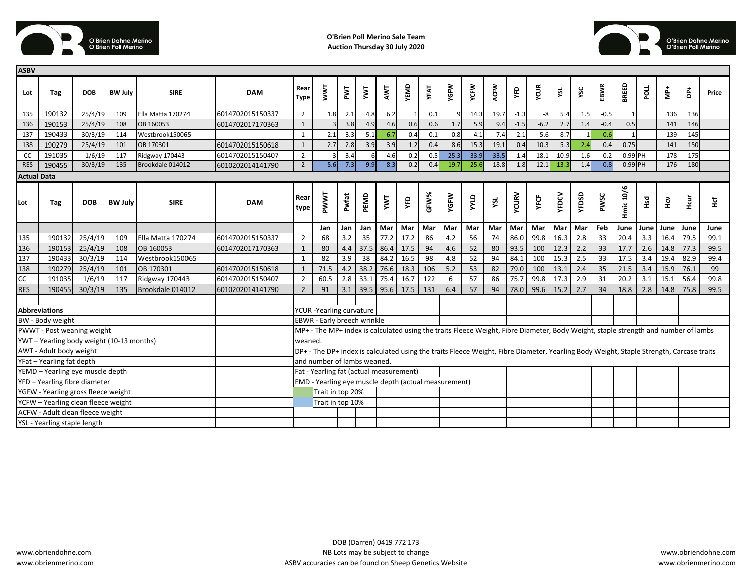**O'Brien Poll Merino Sale Team**
**Auction Thursday 30 July 2020**

## ASBV

| Lot | Tag | DOB | BW July | SIRE | DAM | Rear Type | WWT | PWT | YWT | AWT | YEMD | YFAT | YGFW | YCFW | ACFW | YFD | YCUR | YSL | YSC | EBWR | BREED | POLL | MP+ | DP+ | Price |
|---|---|---|---|---|---|---|---|---|---|---|---|---|---|---|---|---|---|---|---|---|---|---|---|---|---|
| 135 | 190132 | 25/4/19 | 109 | Ella Matta 170274 | 6014702015150337 | 2 | 1.8 | 2.1 | 4.8 | 6.2 | 1 | 0.1 | 9 | 14.3 | 19.7 | -1.3 | -8 | 5.4 | 1.5 | -0.5 | 1 | | 136 | 136 | |
| 136 | 190153 | 25/4/19 | 108 | OB 160053 | 6014702017170363 | 1 | 3 | 3.8 | 4.9 | 4.6 | 0.6 | 0.6 | 1.7 | 5.9 | 9.4 | -1.5 | -6.2 | 2.7 | 1.4 | -0.4 | 0.5 | | 141 | 146 | |
| 137 | 190433 | 30/3/19 | 114 | Westbrook150065 | | 1 | 2.1 | 3.3 | 5.1 | 6.7 | 0.4 | -0.1 | 0.8 | 4.1 | 7.4 | -2.1 | -5.6 | 8.7 | 1 | -0.6 | 1 | | 139 | 145 | |
| 138 | 190279 | 25/4/19 | 101 | OB 170301 | 6014702015150618 | 1 | 2.7 | 2.8 | 3.9 | 3.9 | 1.2 | 0.4 | 8.6 | 15.3 | 19.1 | -0.4 | -10.3 | 5.3 | 2.4 | -0.4 | 0.75 | | 141 | 150 | |
| CC | 191035 | 1/6/19 | 117 | Ridgway 170443 | 6014702015150407 | 2 | 3 | 3.4 | 6 | 4.6 | -0.2 | -0.5 | 25.3 | 33.9 | 33.5 | -1.4 | -18.1 | 10.9 | 1.6 | 0.2 | 0.99 | PH | 178 | 175 | |
| RES | 190455 | 30/3/19 | 135 | Brookdale 014012 | 6010202014141790 | 2 | 5.6 | 7.3 | 9.9 | 8.3 | 0.2 | -0.4 | 19.7 | 25.6 | 18.8 | -1.8 | -12.1 | 13.3 | 1.4 | -0.8 | 0.99 | PH | 176 | 180 | |

## Actual Data

| Lot | Tag | DOB | BW July | SIRE | DAM | Rear type | PWWT | Pwfat | PEMD | YWT | YFD | GFW% | YGFW | YYLD | YSL | YCURV | YFCF | YFDCV | YFDSD | PWSC | Hmic 10/6 | Hsd | Hcv | Hcur | Hcf |
|---|---|---|---|---|---|---|---|---|---|---|---|---|---|---|---|---|---|---|---|---|---|---|---|---|---|
| | | | | | | | Jan | Jan | Jan | Mar | Mar | Mar | Mar | Mar | Mar | Mar | Mar | Mar | Mar | Feb | June | June | June | June | June |
| 135 | 190132 | 25/4/19 | 109 | Ella Matta 170274 | 6014702015150337 | 2 | 68 | 3.2 | 35 | 77.2 | 17.2 | 86 | 4.2 | 56 | 74 | 86.0 | 99.8 | 16.3 | 2.8 | 33 | 20.4 | 3.3 | 16.4 | 79.5 | 99.1 |
| 136 | 190153 | 25/4/19 | 108 | OB 160053 | 6014702017170363 | 1 | 80 | 4.4 | 37.5 | 86.4 | 17.5 | 94 | 4.6 | 52 | 80 | 93.5 | 100 | 12.3 | 2.2 | 33 | 17.7 | 2.6 | 14.8 | 77.3 | 99.5 |
| 137 | 190433 | 30/3/19 | 114 | Westbrook150065 | | 1 | 82 | 3.9 | 38 | 84.2 | 16.5 | 98 | 4.8 | 52 | 94 | 84.1 | 100 | 15.3 | 2.5 | 33 | 17.5 | 3.4 | 19.4 | 82.9 | 99.4 |
| 138 | 190279 | 25/4/19 | 101 | OB 170301 | 6014702015150618 | 1 | 71.5 | 4.2 | 38.2 | 76.6 | 18.3 | 106 | 5.2 | 53 | 82 | 79.0 | 100 | 13.1 | 2.4 | 35 | 21.5 | 3.4 | 15.9 | 76.1 | 99 |
| CC | 191035 | 1/6/19 | 117 | Ridgway 170443 | 6014702015150407 | 2 | 60.5 | 2.8 | 33.1 | 75.4 | 16.7 | 122 | 6 | 57 | 86 | 75.7 | 99.8 | 17.3 | 2.9 | 31 | 20.2 | 3.1 | 15.1 | 56.4 | 99.8 |
| RES | 190455 | 30/3/19 | 135 | Brookdale 014012 | 6010202014141790 | 2 | 91 | 3.1 | 39.5 | 95.6 | 17.5 | 131 | 6.4 | 57 | 94 | 78.0 | 99.6 | 15.2 | 2.7 | 34 | 18.8 | 2.8 | 14.8 | 75.8 | 99.5 |

**Abbreviations**

- BW - Body weight
- PWWT - Post weaning weight
- YWT – Yearling body weight (10-13 months)
- AWT - Adult body weight
- YFat – Yearling fat depth
- YEMD – Yearling eye muscle depth
- YFD – Yearling fibre diameter
- YGFW - Yearling gross fleece weight
- YCFW – Yearling clean fleece weight
- ACFW - Adult clean fleece weight
- YSL - Yearling staple length
- YCUR -Yearling curvature
- EBWR - Early breech wrinkle
- MP+ - The MP+ index is calculated using the traits Fleece Weight, Fibre Diameter, Body Weight, staple strength and number of lambs weaned.
- DP+ - The DP+ index is calculated using the traits Fleece Weight, Fibre Diameter, Yearling Body Weight, Staple Strength, Carcase traits and number of lambs weaned.
- Fat - Yearling fat (actual measurement)
- EMD - Yearling eye muscle depth (actual measurement)
- Trait in top 20%
- Trait in top 10%

www.obriendohne.com
www.obrienmerino.com

DOB (Darren) 0419 772 173
NB Lots may be subject to change
ASBV accuracies can be found on Sheep Genetics Website